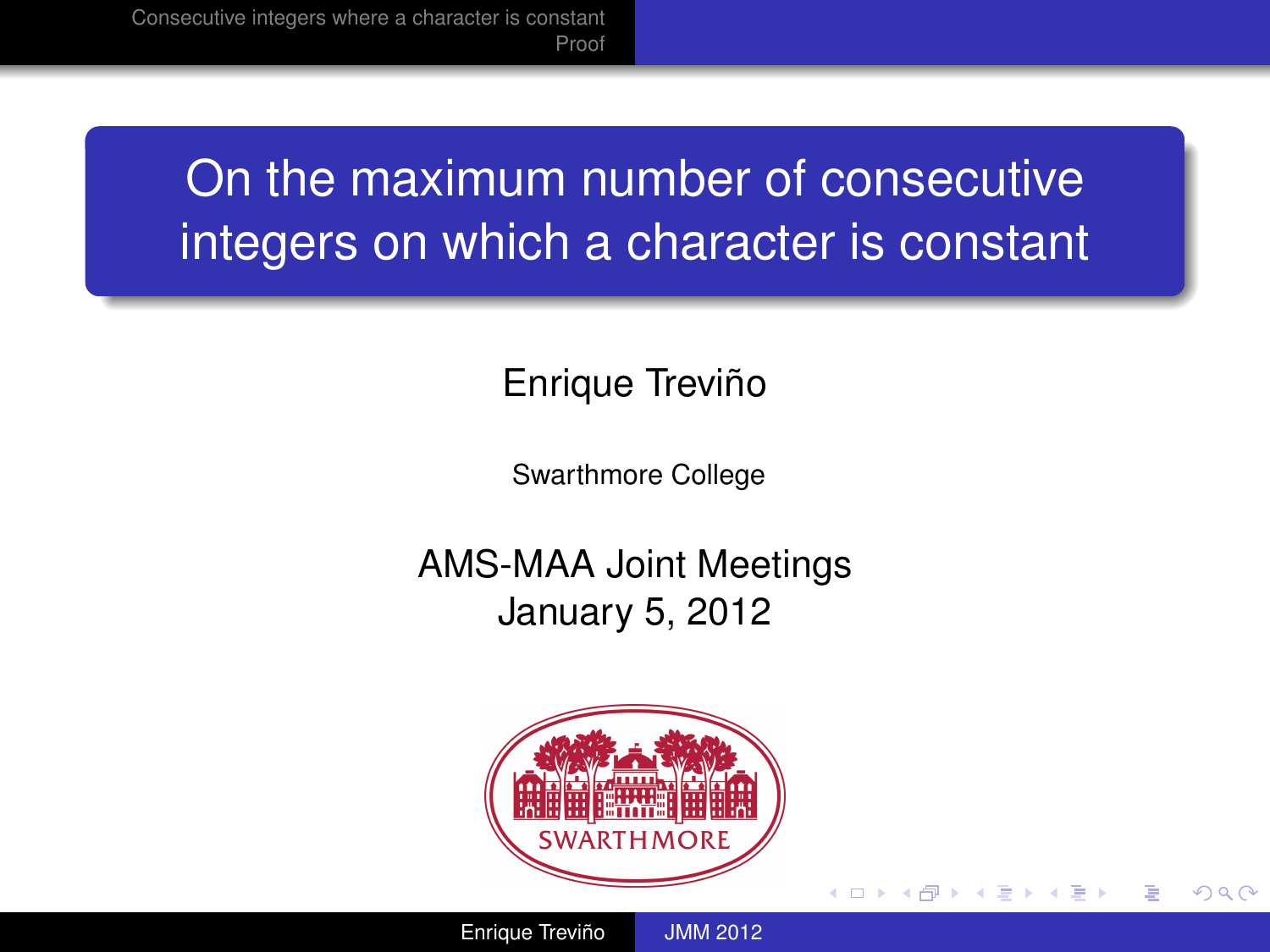# On the maximum number of consecutive integers on which a character is constant

Enrique Treviño

Swarthmore College

AMS-MAA Joint Meetings
January 5, 2012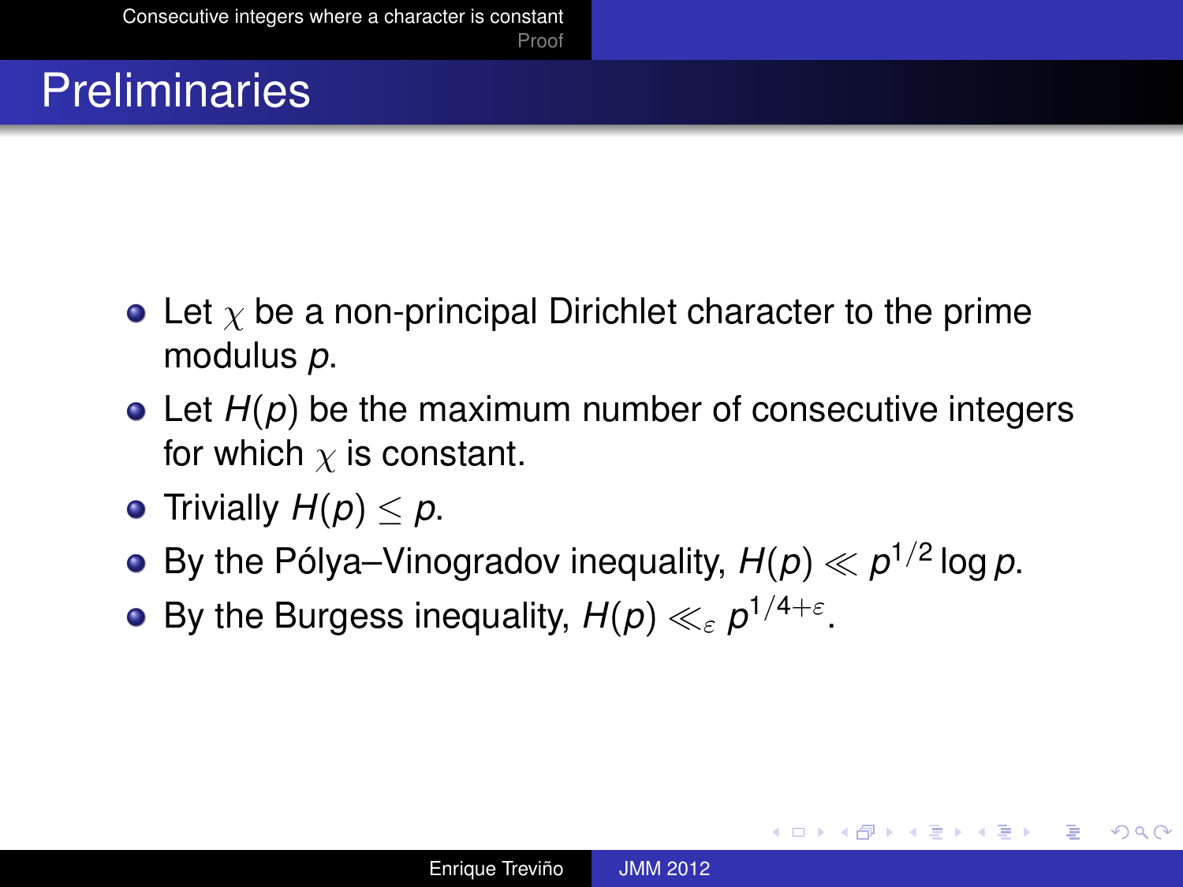# Preliminaries

- Let $\chi$ be a non-principal Dirichlet character to the prime modulus $p$.
- Let $H(p)$ be the maximum number of consecutive integers for which $\chi$ is constant.
- Trivially $H(p) \leq p$.
- By the Pólya–Vinogradov inequality, $H(p) \ll p^{1/2} \log p$.
- By the Burgess inequality, $H(p) \ll_{\varepsilon} p^{1/4+\varepsilon}$.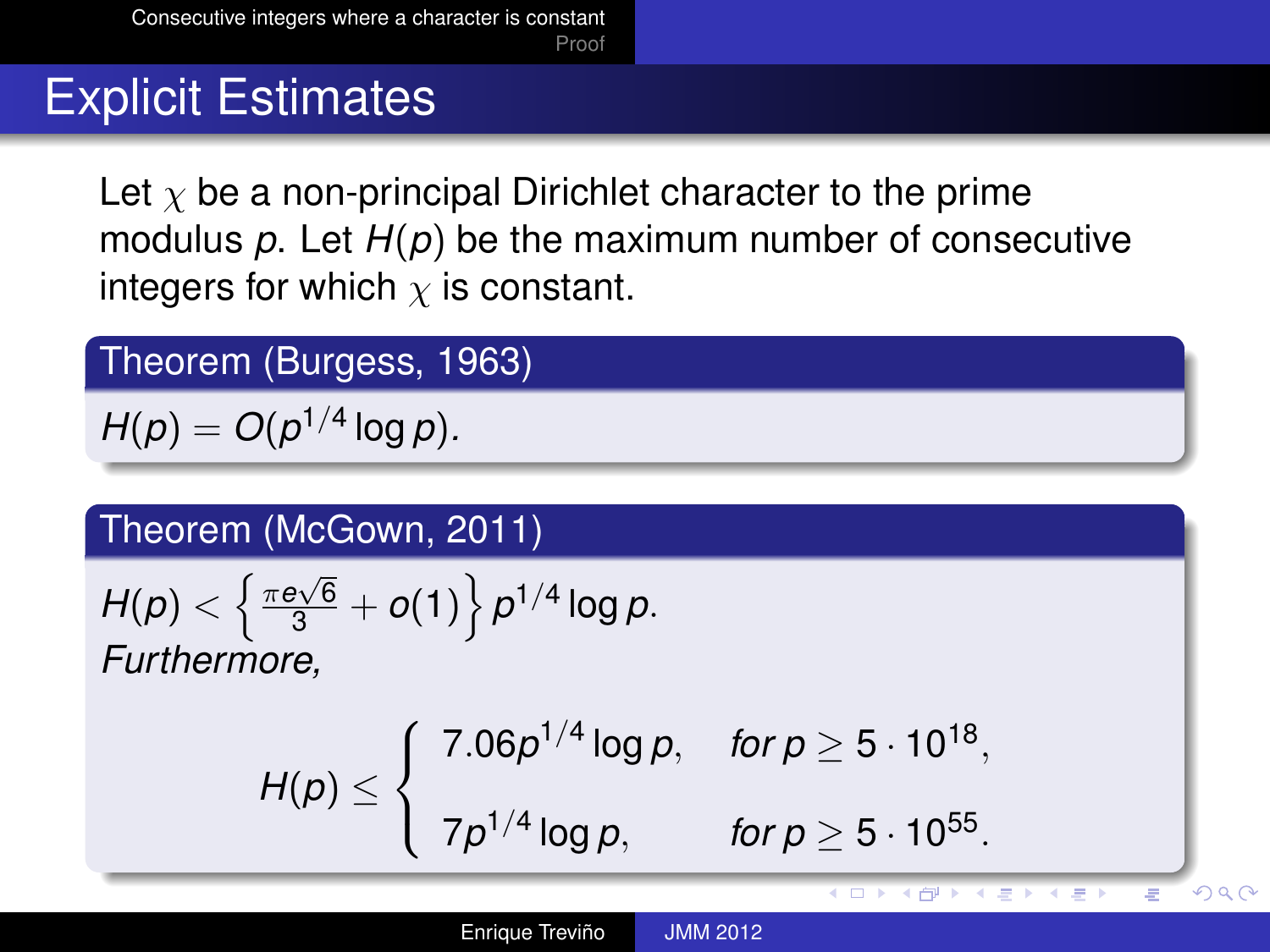# Explicit Estimates

Let $\chi$ be a non-principal Dirichlet character to the prime modulus $p$. Let $H(p)$ be the maximum number of consecutive integers for which $\chi$ is constant.

**Theorem (Burgess, 1963)**

$H(p) = O(p^{1/4} \log p)$.

**Theorem (McGown, 2011)**

$H(p) < \left\{ \frac{\pi e \sqrt{6}}{3} + o(1) \right\} p^{1/4} \log p$.

*Furthermore,*

$$H(p) \leq \begin{cases} 7.06 p^{1/4} \log p, & \text{for } p \geq 5 \cdot 10^{18}, \\ 7 p^{1/4} \log p, & \text{for } p \geq 5 \cdot 10^{55}. \end{cases}$$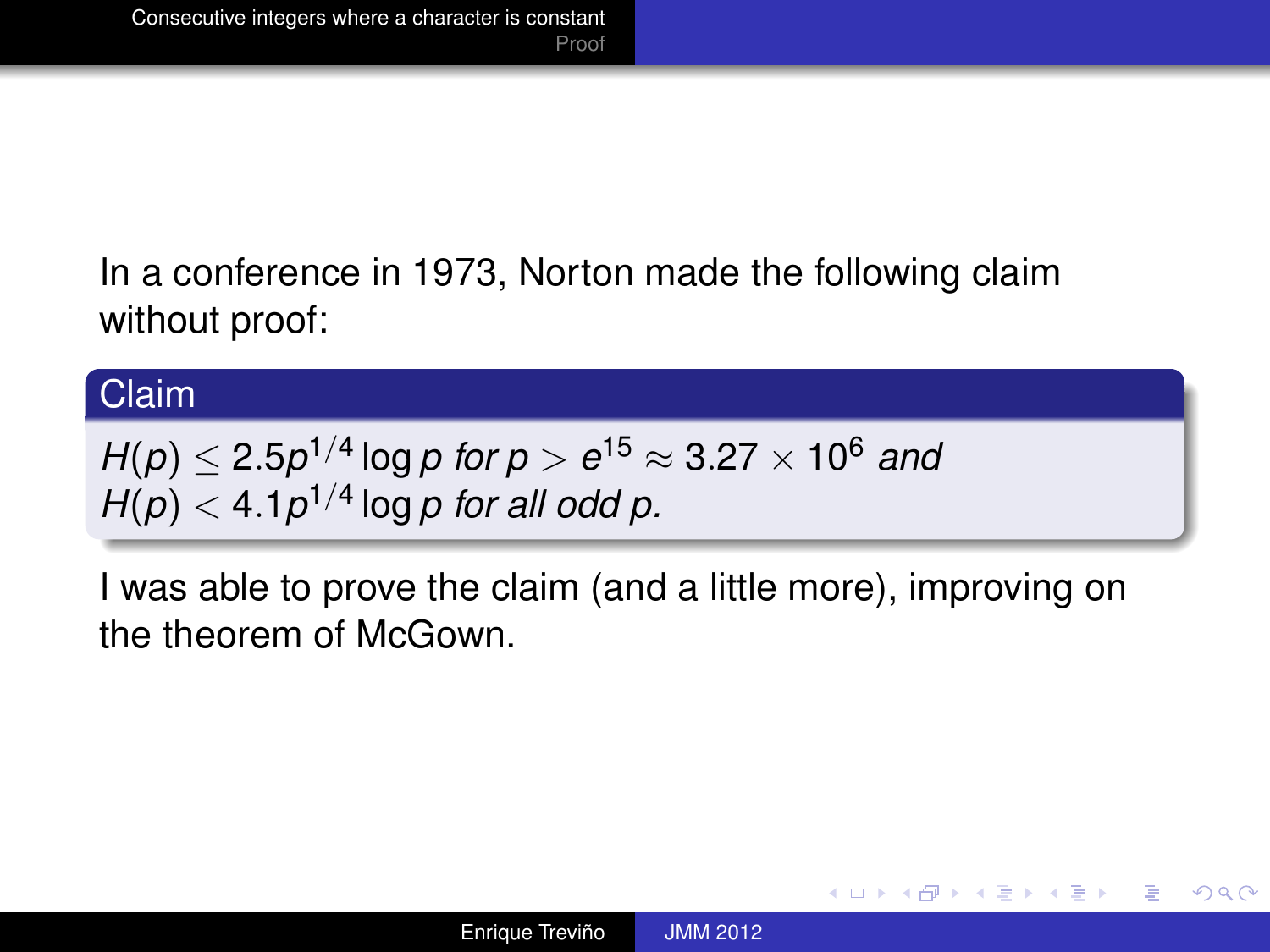In a conference in 1973, Norton made the following claim without proof:

**Claim**

*$H(p) \leq 2.5p^{1/4} \log p$ for $p > e^{15} \approx 3.27 \times 10^6$ and $H(p) < 4.1p^{1/4} \log p$ for all odd $p$.*

I was able to prove the claim (and a little more), improving on the theorem of McGown.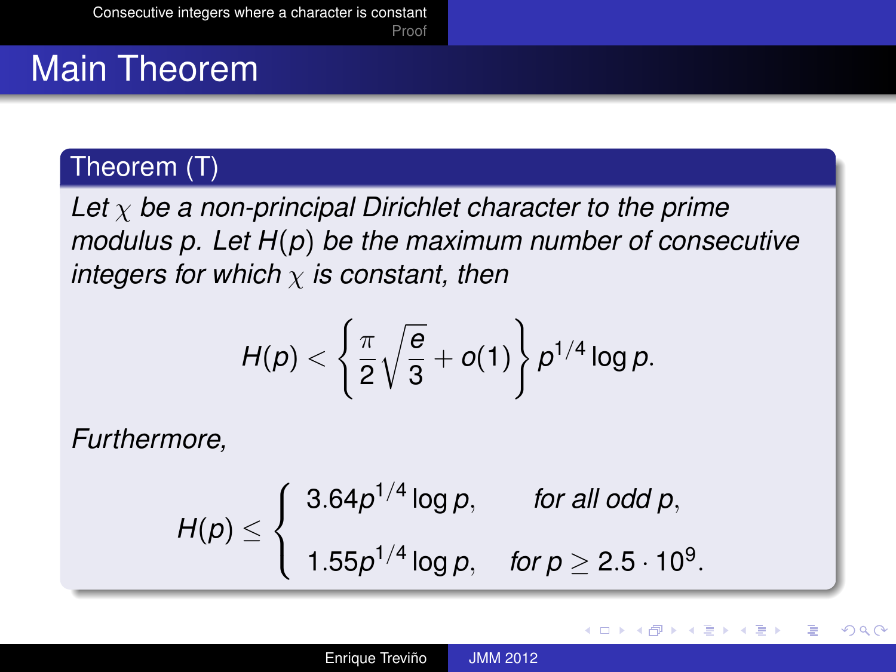# Main Theorem

**Theorem (T)**

*Let $\chi$ be a non-principal Dirichlet character to the prime modulus $p$. Let $H(p)$ be the maximum number of consecutive integers for which $\chi$ is constant, then*

$$H(p) < \left\{ \frac{\pi}{2}\sqrt{\frac{e}{3}} + o(1) \right\} p^{1/4} \log p.$$

*Furthermore,*

$$H(p) \leq \begin{cases} 3.64 p^{1/4} \log p, & \text{for all odd } p, \\ 1.55 p^{1/4} \log p, & \text{for } p \geq 2.5 \cdot 10^9. \end{cases}$$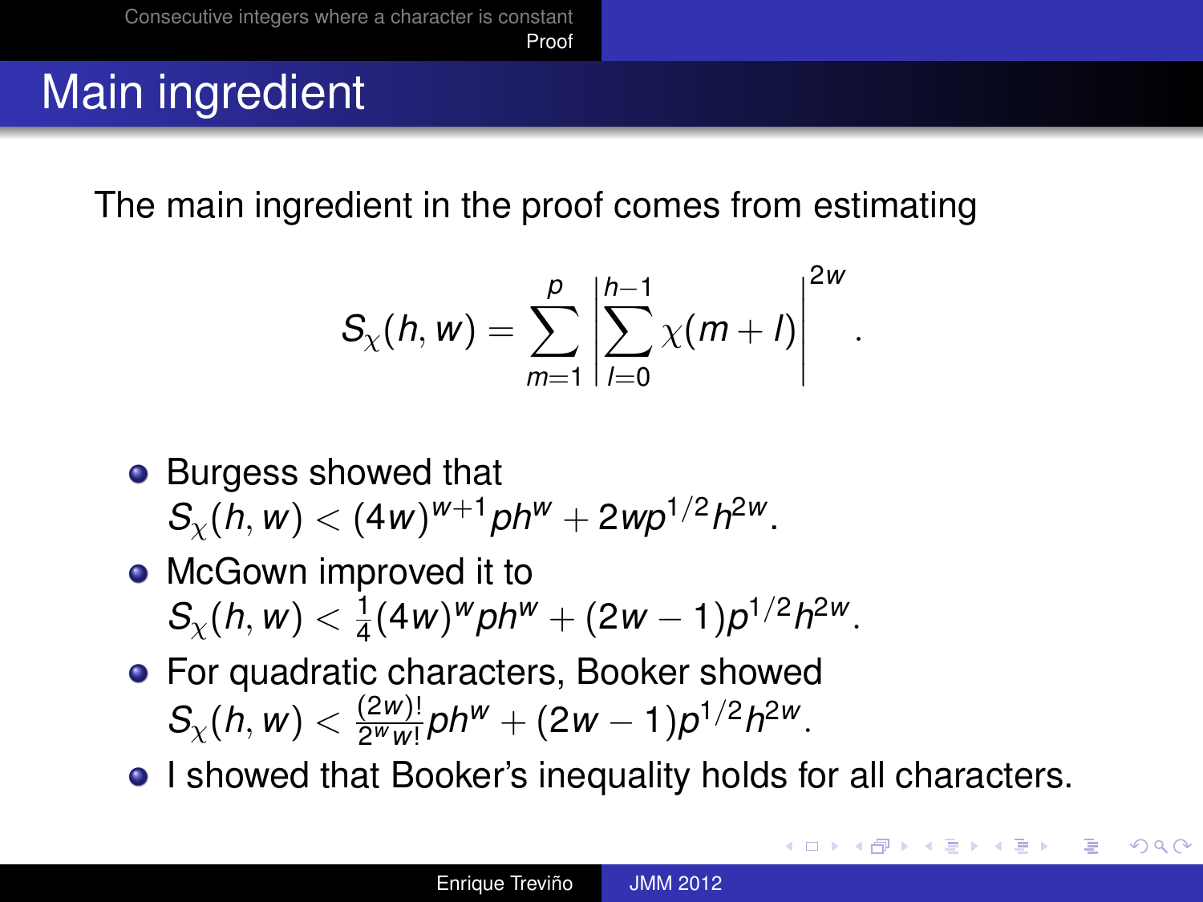# Main ingredient

The main ingredient in the proof comes from estimating

$$S_\chi(h,w) = \sum_{m=1}^{p} \left| \sum_{l=0}^{h-1} \chi(m+l) \right|^{2w}.$$

- Burgess showed that $S_\chi(h,w) < (4w)^{w+1} p h^w + 2wp^{1/2}h^{2w}$.
- McGown improved it to $S_\chi(h,w) < \frac{1}{4}(4w)^w p h^w + (2w-1)p^{1/2}h^{2w}$.
- For quadratic characters, Booker showed $S_\chi(h,w) < \frac{(2w)!}{2^w w!} p h^w + (2w-1)p^{1/2}h^{2w}$.
- I showed that Booker's inequality holds for all characters.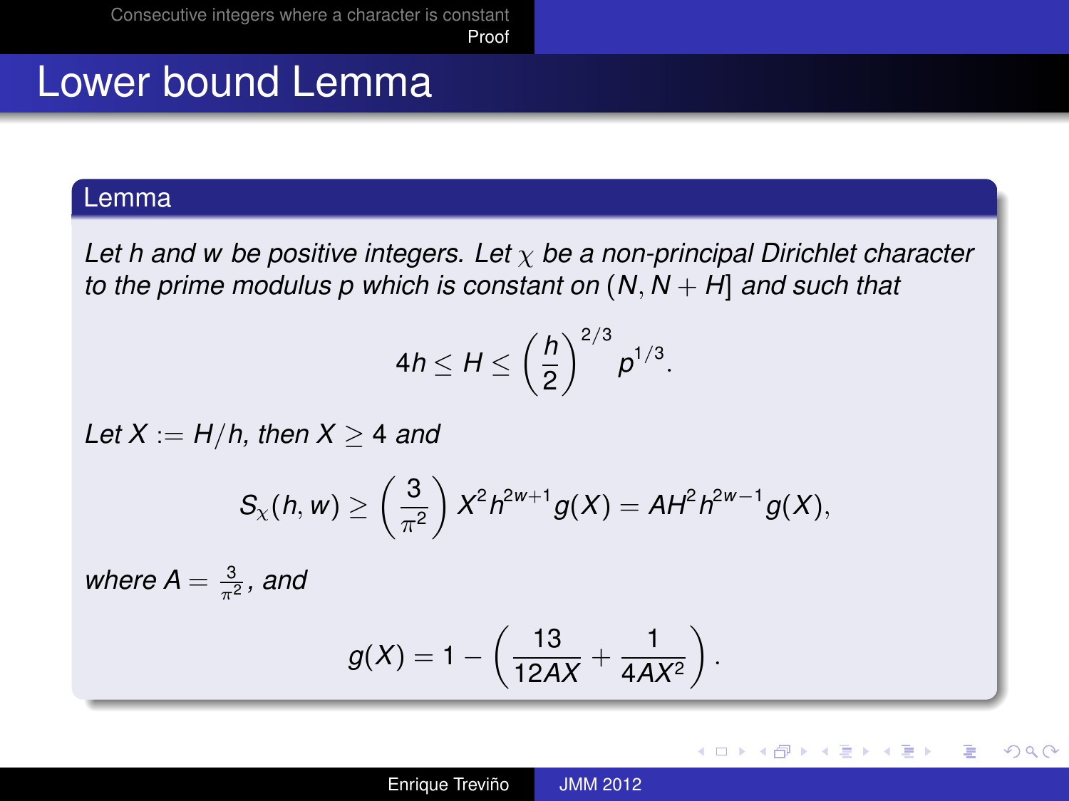# Lower bound Lemma

## Lemma

*Let $h$ and $w$ be positive integers. Let $\chi$ be a non-principal Dirichlet character to the prime modulus $p$ which is constant on $(N, N+H]$ and such that*

$$4h \leq H \leq \left(\frac{h}{2}\right)^{2/3} p^{1/3}.$$

*Let $X := H/h$, then $X \geq 4$ and*

$$S_\chi(h, w) \geq \left(\frac{3}{\pi^2}\right) X^2 h^{2w+1} g(X) = AH^2 h^{2w-1} g(X),$$

*where $A = \frac{3}{\pi^2}$, and*

$$g(X) = 1 - \left(\frac{13}{12AX} + \frac{1}{4AX^2}\right).$$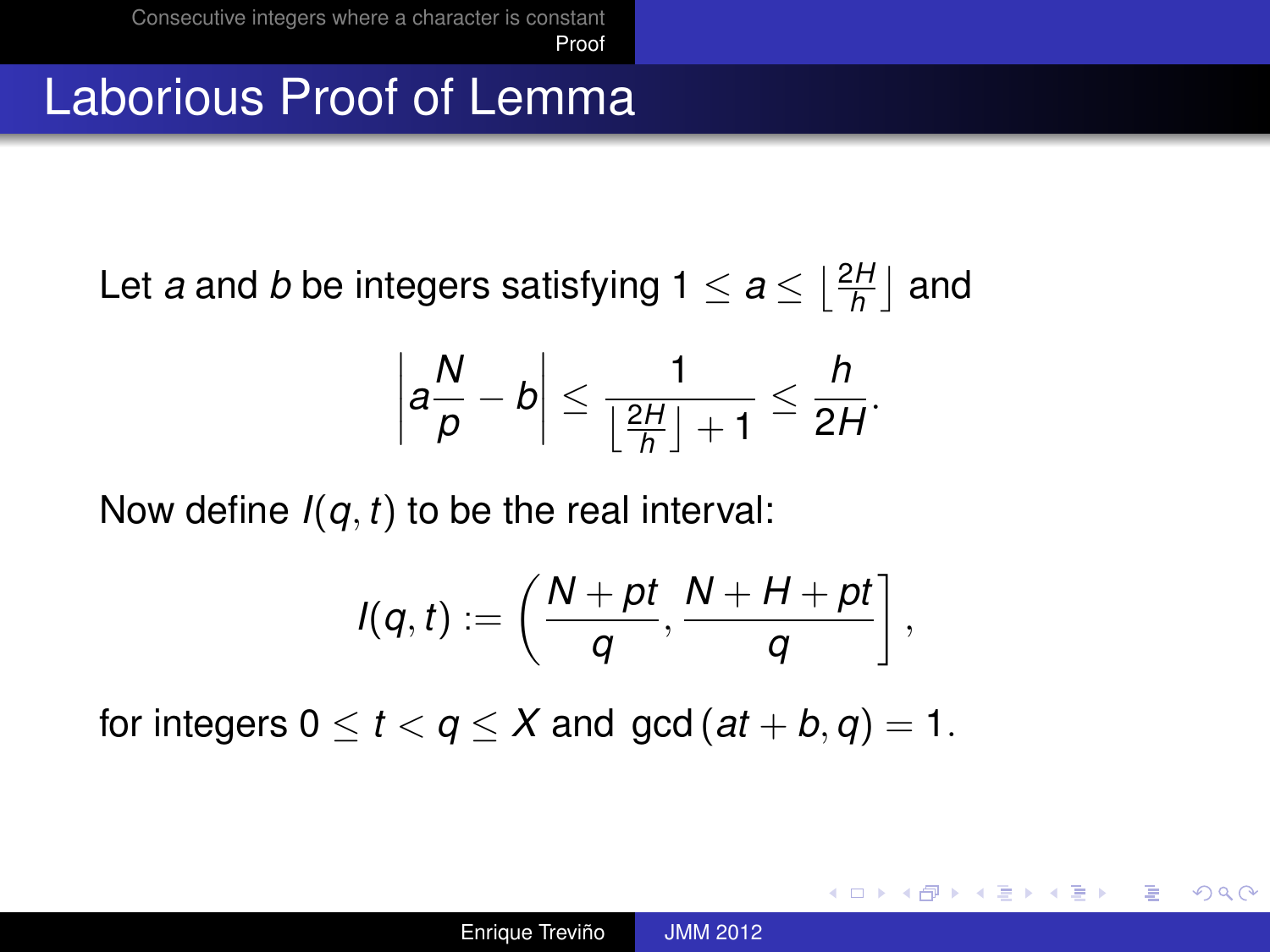# Laborious Proof of Lemma

Let $a$ and $b$ be integers satisfying $1 \leq a \leq \left\lfloor \frac{2H}{h} \right\rfloor$ and

$$\left| a\frac{N}{p} - b \right| \leq \frac{1}{\left\lfloor \frac{2H}{h} \right\rfloor + 1} \leq \frac{h}{2H}.$$

Now define $I(q,t)$ to be the real interval:

$$I(q,t) := \left( \frac{N + pt}{q}, \frac{N + H + pt}{q} \right],$$

for integers $0 \leq t < q \leq X$ and $\gcd(at + b, q) = 1$.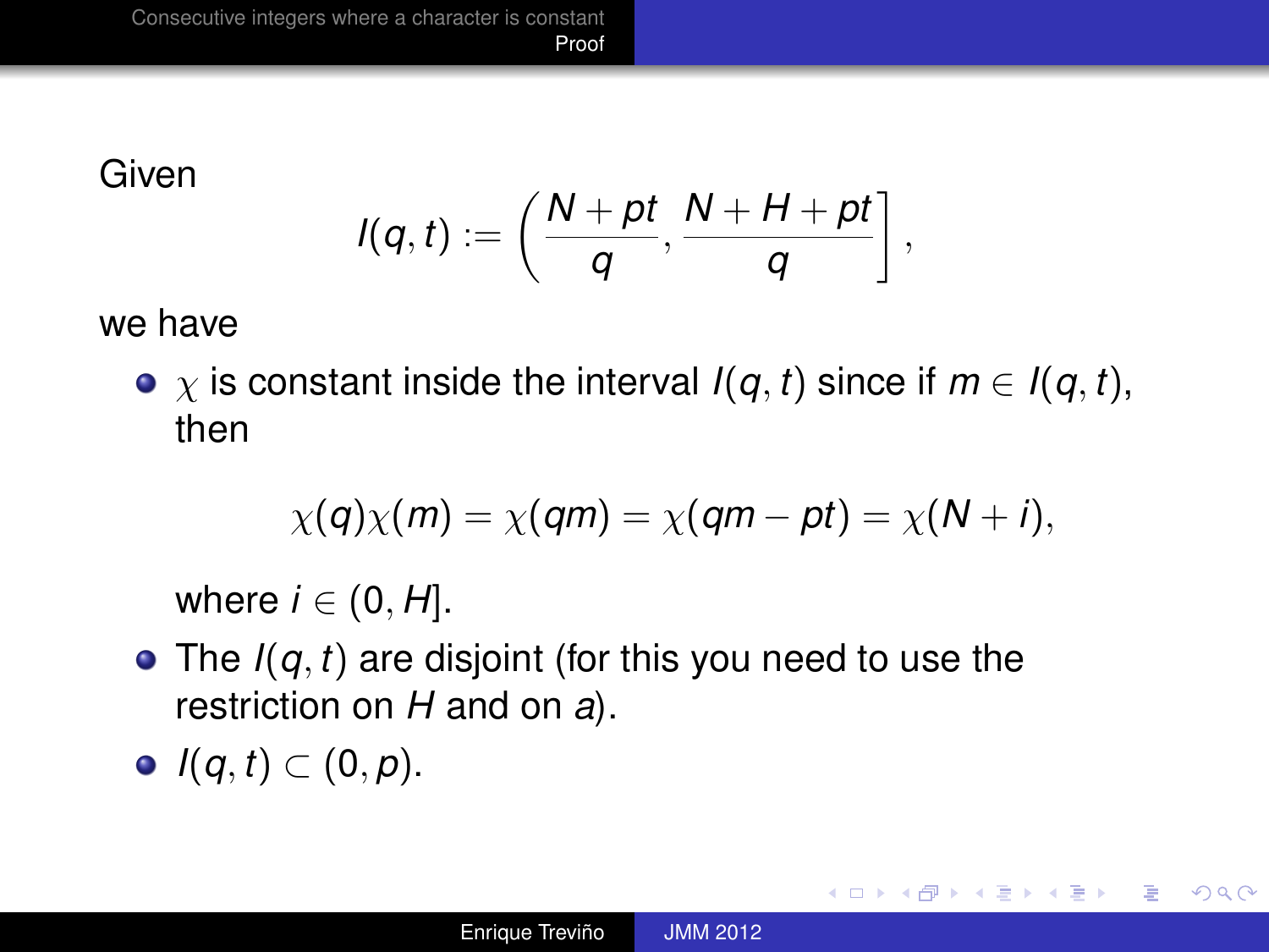Given

$$I(q,t) := \left( \frac{N+pt}{q}, \frac{N+H+pt}{q} \right],$$

we have

- $\chi$ is constant inside the interval $I(q,t)$ since if $m \in I(q,t)$, then

  $$\chi(q)\chi(m) = \chi(qm) = \chi(qm - pt) = \chi(N+i),$$

  where $i \in (0, H]$.
- The $I(q,t)$ are disjoint (for this you need to use the restriction on $H$ and on $a$).
- $I(q,t) \subset (0,p)$.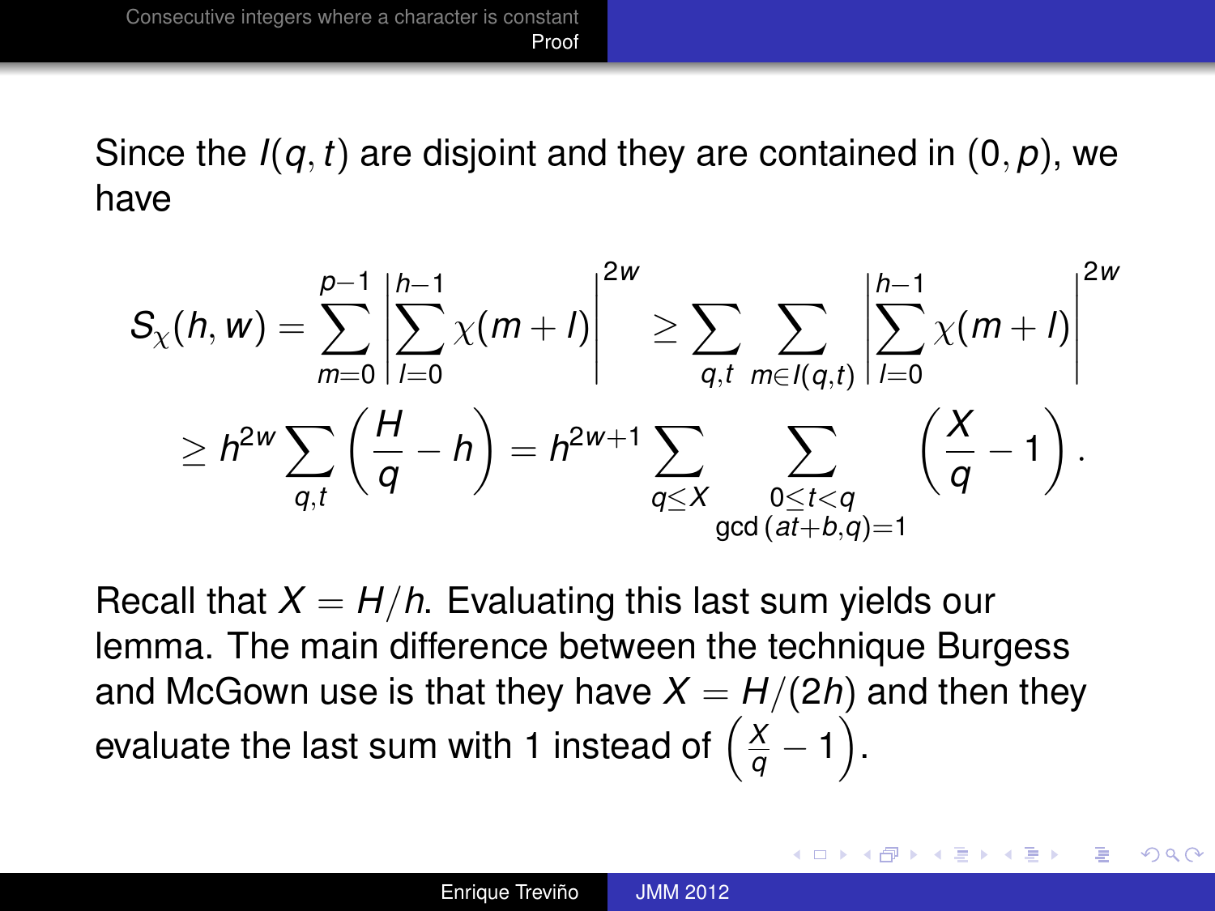Since the $I(q,t)$ are disjoint and they are contained in $(0,p)$, we have

$$S_\chi(h,w) = \sum_{m=0}^{p-1} \left| \sum_{l=0}^{h-1} \chi(m+l) \right|^{2w} \geq \sum_{q,t} \sum_{m \in I(q,t)} \left| \sum_{l=0}^{h-1} \chi(m+l) \right|^{2w}$$

$$\geq h^{2w} \sum_{q,t} \left( \frac{H}{q} - h \right) = h^{2w+1} \sum_{q \leq X} \sum_{\substack{0 \leq t < q \\ \gcd(at+b,q)=1}} \left( \frac{X}{q} - 1 \right).$$

Recall that $X = H/h$. Evaluating this last sum yields our lemma. The main difference between the technique Burgess and McGown use is that they have $X = H/(2h)$ and then they evaluate the last sum with 1 instead of $\left( \frac{X}{q} - 1 \right)$.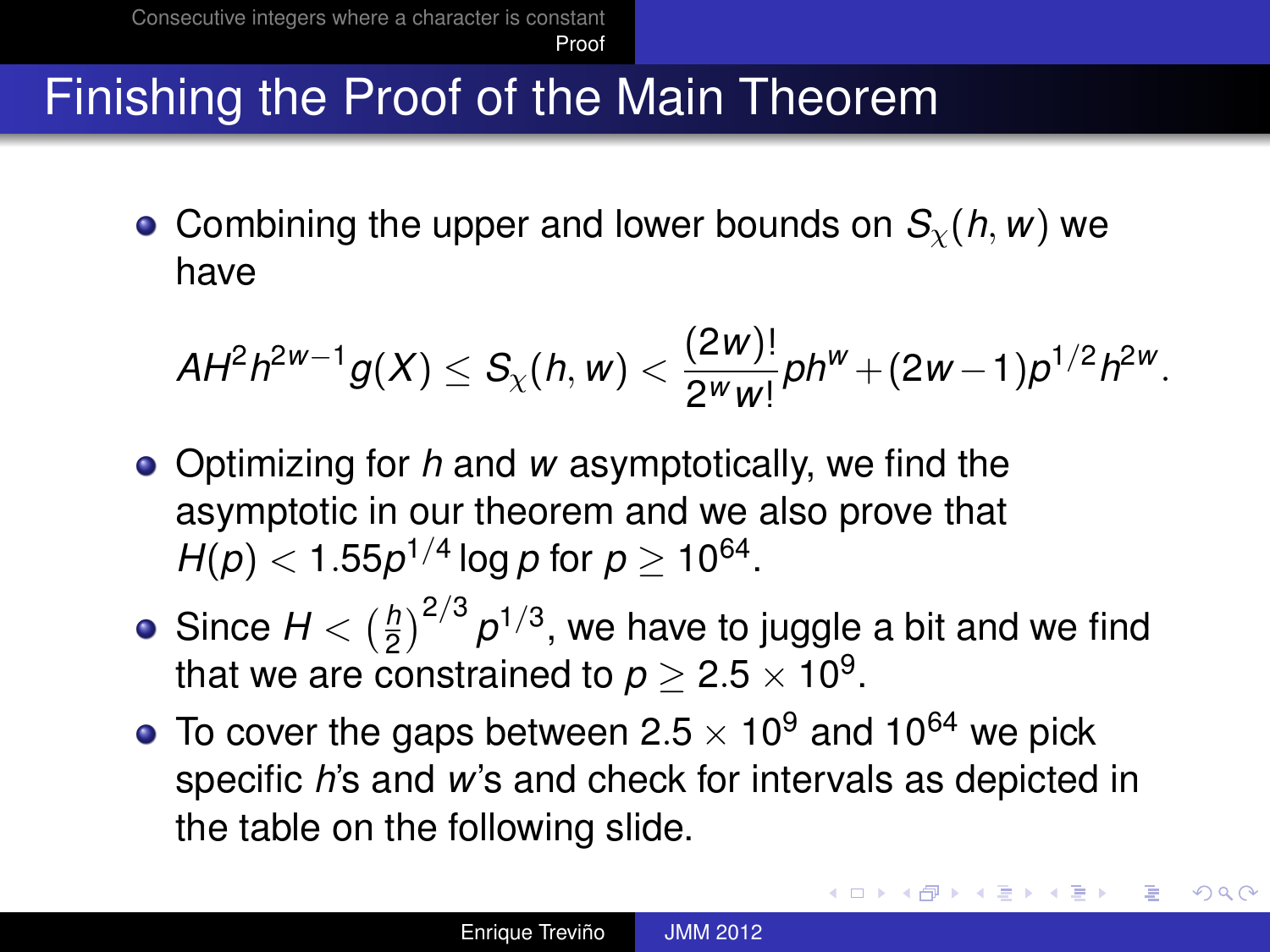# Finishing the Proof of the Main Theorem

- Combining the upper and lower bounds on $S_\chi(h,w)$ we have

$$AH^2h^{2w-1}g(X) \leq S_\chi(h,w) < \frac{(2w)!}{2^w w!}ph^w + (2w-1)p^{1/2}h^{2w}.$$

- Optimizing for $h$ and $w$ asymptotically, we find the asymptotic in our theorem and we also prove that $H(p) < 1.55p^{1/4}\log p$ for $p \geq 10^{64}$.
- Since $H < \left(\frac{h}{2}\right)^{2/3} p^{1/3}$, we have to juggle a bit and we find that we are constrained to $p \geq 2.5 \times 10^9$.
- To cover the gaps between $2.5 \times 10^9$ and $10^{64}$ we pick specific $h$'s and $w$'s and check for intervals as depicted in the table on the following slide.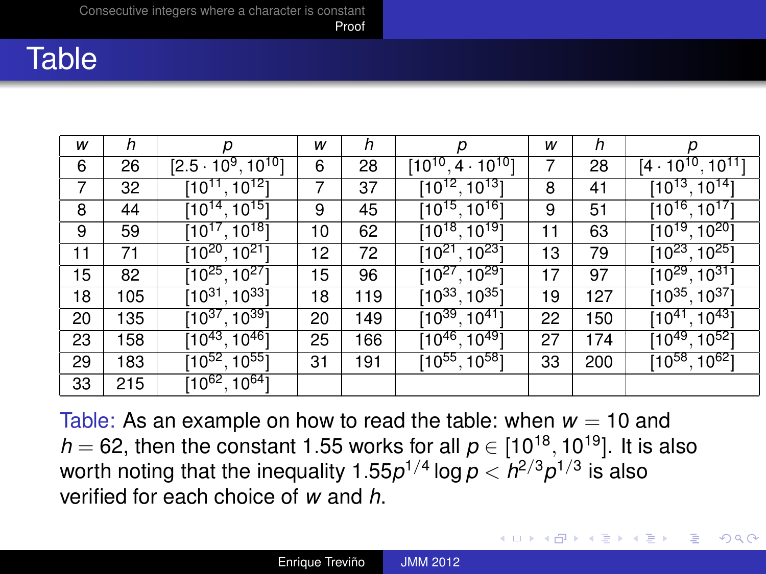# Table

| $w$ | $h$ | $p$ | $w$ | $h$ | $p$ | $w$ | $h$ | $p$ |
|---|---|---|---|---|---|---|---|---|
| 6 | 26 | $[2.5 \cdot 10^9, 10^{10}]$ | 6 | 28 | $[10^{10}, 4 \cdot 10^{10}]$ | 7 | 28 | $[4 \cdot 10^{10}, 10^{11}]$ |
| 7 | 32 | $[10^{11}, 10^{12}]$ | 7 | 37 | $[10^{12}, 10^{13}]$ | 8 | 41 | $[10^{13}, 10^{14}]$ |
| 8 | 44 | $[10^{14}, 10^{15}]$ | 9 | 45 | $[10^{15}, 10^{16}]$ | 9 | 51 | $[10^{16}, 10^{17}]$ |
| 9 | 59 | $[10^{17}, 10^{18}]$ | 10 | 62 | $[10^{18}, 10^{19}]$ | 11 | 63 | $[10^{19}, 10^{20}]$ |
| 11 | 71 | $[10^{20}, 10^{21}]$ | 12 | 72 | $[10^{21}, 10^{23}]$ | 13 | 79 | $[10^{23}, 10^{25}]$ |
| 15 | 82 | $[10^{25}, 10^{27}]$ | 15 | 96 | $[10^{27}, 10^{29}]$ | 17 | 97 | $[10^{29}, 10^{31}]$ |
| 18 | 105 | $[10^{31}, 10^{33}]$ | 18 | 119 | $[10^{33}, 10^{35}]$ | 19 | 127 | $[10^{35}, 10^{37}]$ |
| 20 | 135 | $[10^{37}, 10^{39}]$ | 20 | 149 | $[10^{39}, 10^{41}]$ | 22 | 150 | $[10^{41}, 10^{43}]$ |
| 23 | 158 | $[10^{43}, 10^{46}]$ | 25 | 166 | $[10^{46}, 10^{49}]$ | 27 | 174 | $[10^{49}, 10^{52}]$ |
| 29 | 183 | $[10^{52}, 10^{55}]$ | 31 | 191 | $[10^{55}, 10^{58}]$ | 33 | 200 | $[10^{58}, 10^{62}]$ |
| 33 | 215 | $[10^{62}, 10^{64}]$ | | | | | | |

Table: As an example on how to read the table: when $w = 10$ and $h = 62$, then the constant 1.55 works for all $p \in [10^{18}, 10^{19}]$. It is also worth noting that the inequality $1.55p^{1/4} \log p < h^{2/3}p^{1/3}$ is also verified for each choice of $w$ and $h$.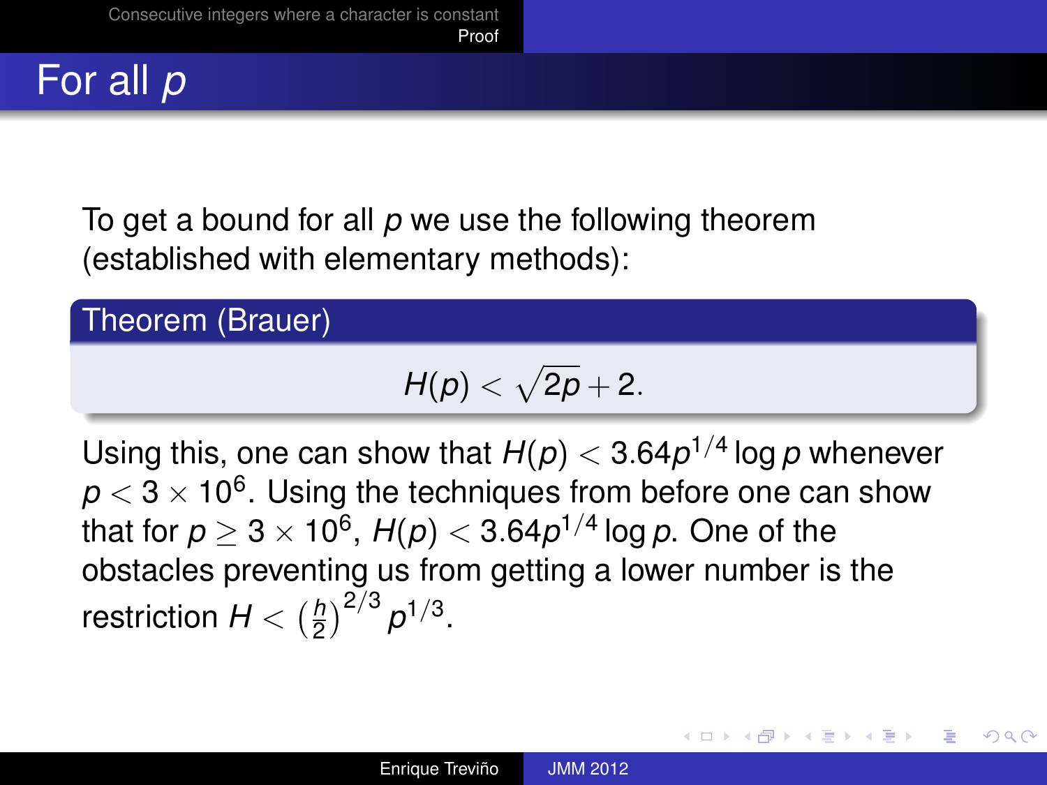# For all $p$

To get a bound for all $p$ we use the following theorem (established with elementary methods):

**Theorem (Brauer)**

$$H(p) < \sqrt{2p} + 2.$$

Using this, one can show that $H(p) < 3.64p^{1/4} \log p$ whenever $p < 3 \times 10^6$. Using the techniques from before one can show that for $p \geq 3 \times 10^6$, $H(p) < 3.64p^{1/4} \log p$. One of the obstacles preventing us from getting a lower number is the restriction $H < \left(\frac{h}{2}\right)^{2/3} p^{1/3}$.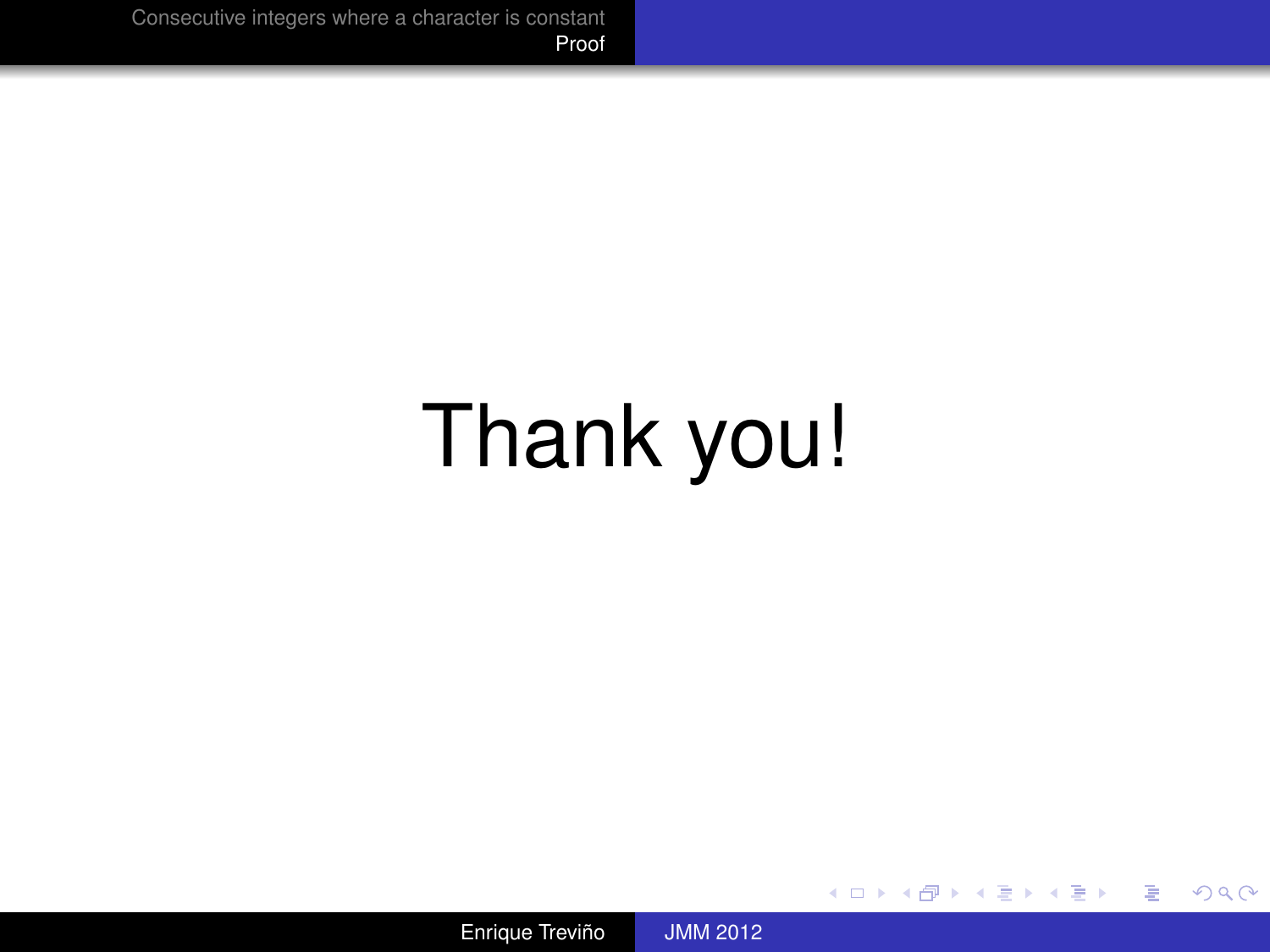# Thank you!